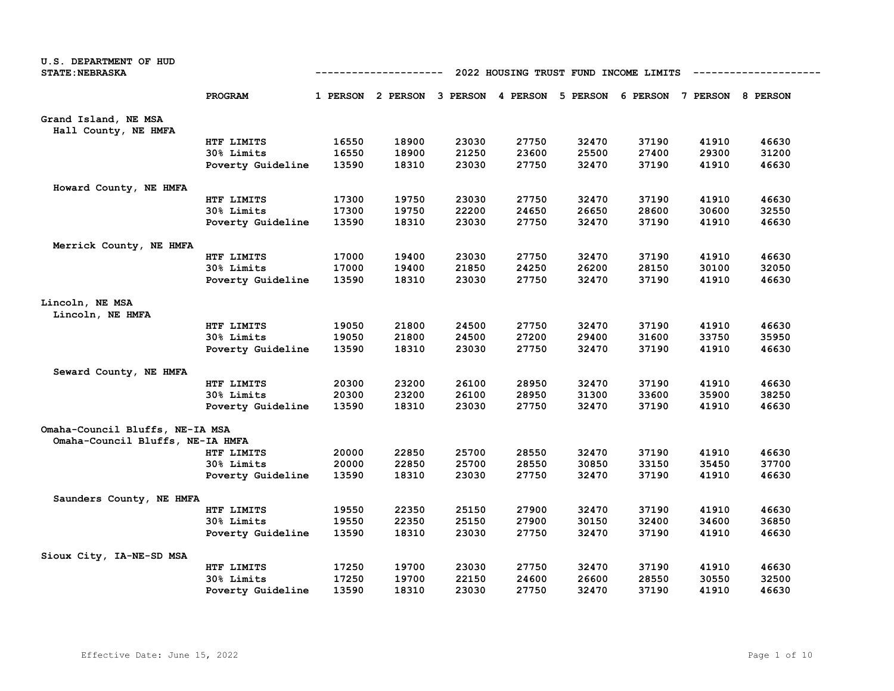U.S. DEPARTMENT OF HUD
STATE:NEBRASKA

## 2022 HOUSING TRUST FUND INCOME LIMITS

| Area | PROGRAM | 1 PERSON | 2 PERSON | 3 PERSON | 4 PERSON | 5 PERSON | 6 PERSON | 7 PERSON | 8 PERSON |
|---|---|---|---|---|---|---|---|---|---|
| **Grand Island, NE MSA** | | | | | | | | | |
| Hall County, NE HMFA | HTF LIMITS | 16550 | 18900 | 23030 | 27750 | 32470 | 37190 | 41910 | 46630 |
| | 30% Limits | 16550 | 18900 | 21250 | 23600 | 25500 | 27400 | 29300 | 31200 |
| | Poverty Guideline | 13590 | 18310 | 23030 | 27750 | 32470 | 37190 | 41910 | 46630 |
| Howard County, NE HMFA | HTF LIMITS | 17300 | 19750 | 23030 | 27750 | 32470 | 37190 | 41910 | 46630 |
| | 30% Limits | 17300 | 19750 | 22200 | 24650 | 26650 | 28600 | 30600 | 32550 |
| | Poverty Guideline | 13590 | 18310 | 23030 | 27750 | 32470 | 37190 | 41910 | 46630 |
| Merrick County, NE HMFA | HTF LIMITS | 17000 | 19400 | 23030 | 27750 | 32470 | 37190 | 41910 | 46630 |
| | 30% Limits | 17000 | 19400 | 21850 | 24250 | 26200 | 28150 | 30100 | 32050 |
| | Poverty Guideline | 13590 | 18310 | 23030 | 27750 | 32470 | 37190 | 41910 | 46630 |
| **Lincoln, NE MSA** | | | | | | | | | |
| Lincoln, NE HMFA | HTF LIMITS | 19050 | 21800 | 24500 | 27750 | 32470 | 37190 | 41910 | 46630 |
| | 30% Limits | 19050 | 21800 | 24500 | 27200 | 29400 | 31600 | 33750 | 35950 |
| | Poverty Guideline | 13590 | 18310 | 23030 | 27750 | 32470 | 37190 | 41910 | 46630 |
| Seward County, NE HMFA | HTF LIMITS | 20300 | 23200 | 26100 | 28950 | 32470 | 37190 | 41910 | 46630 |
| | 30% Limits | 20300 | 23200 | 26100 | 28950 | 31300 | 33600 | 35900 | 38250 |
| | Poverty Guideline | 13590 | 18310 | 23030 | 27750 | 32470 | 37190 | 41910 | 46630 |
| **Omaha-Council Bluffs, NE-IA MSA** | | | | | | | | | |
| Omaha-Council Bluffs, NE-IA HMFA | HTF LIMITS | 20000 | 22850 | 25700 | 28550 | 32470 | 37190 | 41910 | 46630 |
| | 30% Limits | 20000 | 22850 | 25700 | 28550 | 30850 | 33150 | 35450 | 37700 |
| | Poverty Guideline | 13590 | 18310 | 23030 | 27750 | 32470 | 37190 | 41910 | 46630 |
| Saunders County, NE HMFA | HTF LIMITS | 19550 | 22350 | 25150 | 27900 | 32470 | 37190 | 41910 | 46630 |
| | 30% Limits | 19550 | 22350 | 25150 | 27900 | 30150 | 32400 | 34600 | 36850 |
| | Poverty Guideline | 13590 | 18310 | 23030 | 27750 | 32470 | 37190 | 41910 | 46630 |
| **Sioux City, IA-NE-SD MSA** | HTF LIMITS | 17250 | 19700 | 23030 | 27750 | 32470 | 37190 | 41910 | 46630 |
| | 30% Limits | 17250 | 19700 | 22150 | 24600 | 26600 | 28550 | 30550 | 32500 |
| | Poverty Guideline | 13590 | 18310 | 23030 | 27750 | 32470 | 37190 | 41910 | 46630 |

Effective Date: June 15, 2022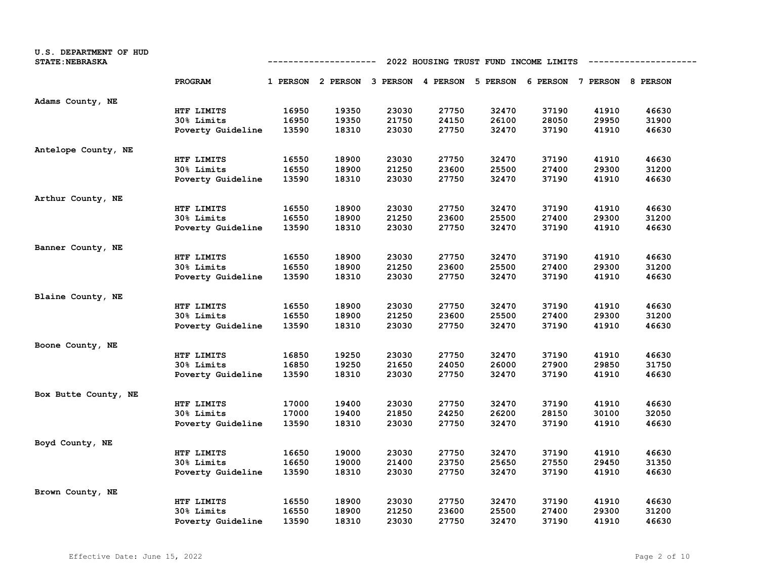U.S. DEPARTMENT OF HUD
STATE: NEBRASKA

## 2022 HOUSING TRUST FUND INCOME LIMITS

| | PROGRAM | 1 PERSON | 2 PERSON | 3 PERSON | 4 PERSON | 5 PERSON | 6 PERSON | 7 PERSON | 8 PERSON |
|---|---|---|---|---|---|---|---|---|---|
| Adams County, NE | | | | | | | | | |
| | HTF LIMITS | 16950 | 19350 | 23030 | 27750 | 32470 | 37190 | 41910 | 46630 |
| | 30% Limits | 16950 | 19350 | 21750 | 24150 | 26100 | 28050 | 29950 | 31900 |
| | Poverty Guideline | 13590 | 18310 | 23030 | 27750 | 32470 | 37190 | 41910 | 46630 |
| Antelope County, NE | | | | | | | | | |
| | HTF LIMITS | 16550 | 18900 | 23030 | 27750 | 32470 | 37190 | 41910 | 46630 |
| | 30% Limits | 16550 | 18900 | 21250 | 23600 | 25500 | 27400 | 29300 | 31200 |
| | Poverty Guideline | 13590 | 18310 | 23030 | 27750 | 32470 | 37190 | 41910 | 46630 |
| Arthur County, NE | | | | | | | | | |
| | HTF LIMITS | 16550 | 18900 | 23030 | 27750 | 32470 | 37190 | 41910 | 46630 |
| | 30% Limits | 16550 | 18900 | 21250 | 23600 | 25500 | 27400 | 29300 | 31200 |
| | Poverty Guideline | 13590 | 18310 | 23030 | 27750 | 32470 | 37190 | 41910 | 46630 |
| Banner County, NE | | | | | | | | | |
| | HTF LIMITS | 16550 | 18900 | 23030 | 27750 | 32470 | 37190 | 41910 | 46630 |
| | 30% Limits | 16550 | 18900 | 21250 | 23600 | 25500 | 27400 | 29300 | 31200 |
| | Poverty Guideline | 13590 | 18310 | 23030 | 27750 | 32470 | 37190 | 41910 | 46630 |
| Blaine County, NE | | | | | | | | | |
| | HTF LIMITS | 16550 | 18900 | 23030 | 27750 | 32470 | 37190 | 41910 | 46630 |
| | 30% Limits | 16550 | 18900 | 21250 | 23600 | 25500 | 27400 | 29300 | 31200 |
| | Poverty Guideline | 13590 | 18310 | 23030 | 27750 | 32470 | 37190 | 41910 | 46630 |
| Boone County, NE | | | | | | | | | |
| | HTF LIMITS | 16850 | 19250 | 23030 | 27750 | 32470 | 37190 | 41910 | 46630 |
| | 30% Limits | 16850 | 19250 | 21650 | 24050 | 26000 | 27900 | 29850 | 31750 |
| | Poverty Guideline | 13590 | 18310 | 23030 | 27750 | 32470 | 37190 | 41910 | 46630 |
| Box Butte County, NE | | | | | | | | | |
| | HTF LIMITS | 17000 | 19400 | 23030 | 27750 | 32470 | 37190 | 41910 | 46630 |
| | 30% Limits | 17000 | 19400 | 21850 | 24250 | 26200 | 28150 | 30100 | 32050 |
| | Poverty Guideline | 13590 | 18310 | 23030 | 27750 | 32470 | 37190 | 41910 | 46630 |
| Boyd County, NE | | | | | | | | | |
| | HTF LIMITS | 16650 | 19000 | 23030 | 27750 | 32470 | 37190 | 41910 | 46630 |
| | 30% Limits | 16650 | 19000 | 21400 | 23750 | 25650 | 27550 | 29450 | 31350 |
| | Poverty Guideline | 13590 | 18310 | 23030 | 27750 | 32470 | 37190 | 41910 | 46630 |
| Brown County, NE | | | | | | | | | |
| | HTF LIMITS | 16550 | 18900 | 23030 | 27750 | 32470 | 37190 | 41910 | 46630 |
| | 30% Limits | 16550 | 18900 | 21250 | 23600 | 25500 | 27400 | 29300 | 31200 |
| | Poverty Guideline | 13590 | 18310 | 23030 | 27750 | 32470 | 37190 | 41910 | 46630 |

Effective Date: June 15, 2022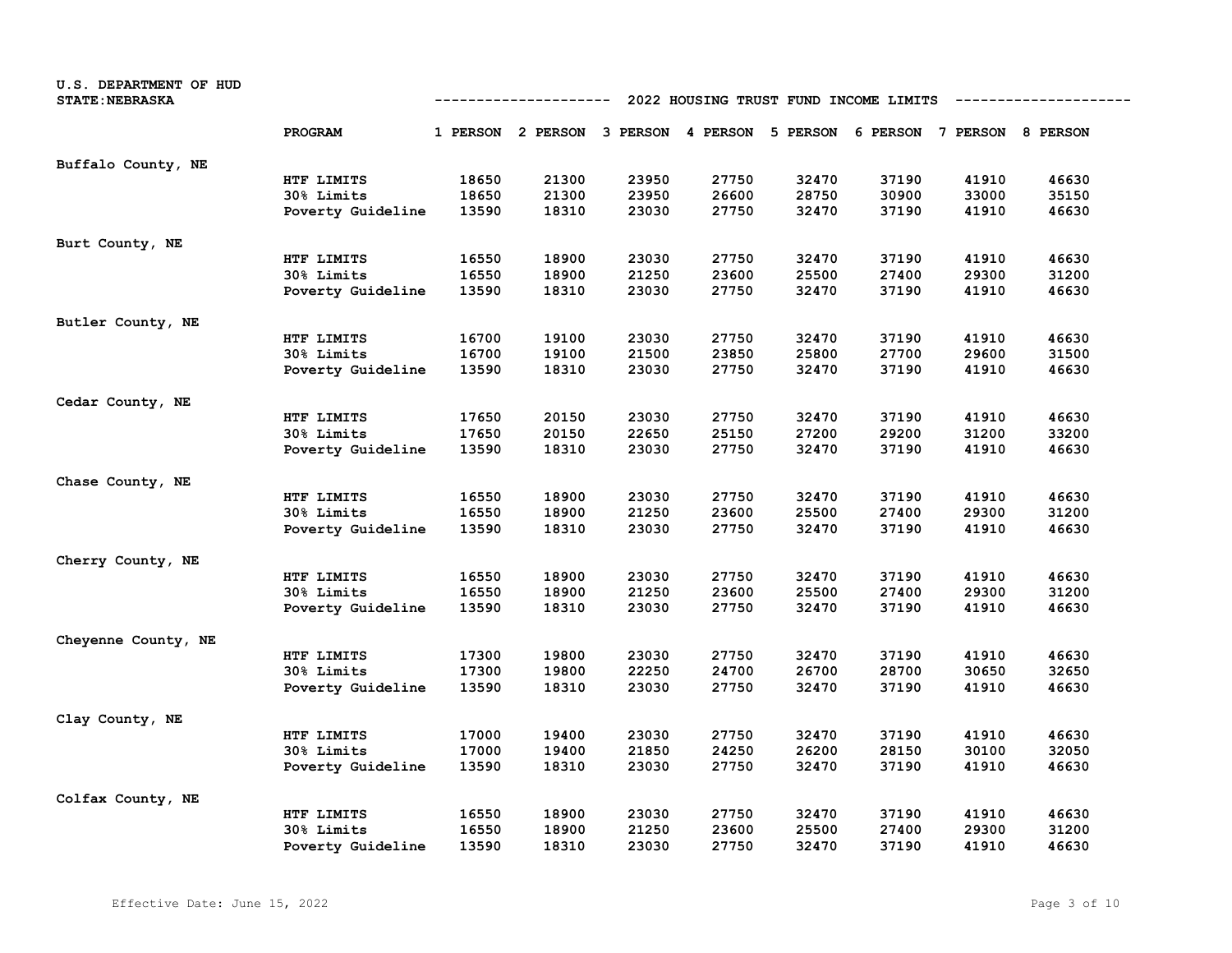U.S. DEPARTMENT OF HUD
STATE:NEBRASKA

## 2022 HOUSING TRUST FUND INCOME LIMITS

| | PROGRAM | 1 PERSON | 2 PERSON | 3 PERSON | 4 PERSON | 5 PERSON | 6 PERSON | 7 PERSON | 8 PERSON |
|---|---|---|---|---|---|---|---|---|---|
| Buffalo County, NE | | | | | | | | | |
| | HTF LIMITS | 18650 | 21300 | 23950 | 27750 | 32470 | 37190 | 41910 | 46630 |
| | 30% Limits | 18650 | 21300 | 23950 | 26600 | 28750 | 30900 | 33000 | 35150 |
| | Poverty Guideline | 13590 | 18310 | 23030 | 27750 | 32470 | 37190 | 41910 | 46630 |
| Burt County, NE | | | | | | | | | |
| | HTF LIMITS | 16550 | 18900 | 23030 | 27750 | 32470 | 37190 | 41910 | 46630 |
| | 30% Limits | 16550 | 18900 | 21250 | 23600 | 25500 | 27400 | 29300 | 31200 |
| | Poverty Guideline | 13590 | 18310 | 23030 | 27750 | 32470 | 37190 | 41910 | 46630 |
| Butler County, NE | | | | | | | | | |
| | HTF LIMITS | 16700 | 19100 | 23030 | 27750 | 32470 | 37190 | 41910 | 46630 |
| | 30% Limits | 16700 | 19100 | 21500 | 23850 | 25800 | 27700 | 29600 | 31500 |
| | Poverty Guideline | 13590 | 18310 | 23030 | 27750 | 32470 | 37190 | 41910 | 46630 |
| Cedar County, NE | | | | | | | | | |
| | HTF LIMITS | 17650 | 20150 | 23030 | 27750 | 32470 | 37190 | 41910 | 46630 |
| | 30% Limits | 17650 | 20150 | 22650 | 25150 | 27200 | 29200 | 31200 | 33200 |
| | Poverty Guideline | 13590 | 18310 | 23030 | 27750 | 32470 | 37190 | 41910 | 46630 |
| Chase County, NE | | | | | | | | | |
| | HTF LIMITS | 16550 | 18900 | 23030 | 27750 | 32470 | 37190 | 41910 | 46630 |
| | 30% Limits | 16550 | 18900 | 21250 | 23600 | 25500 | 27400 | 29300 | 31200 |
| | Poverty Guideline | 13590 | 18310 | 23030 | 27750 | 32470 | 37190 | 41910 | 46630 |
| Cherry County, NE | | | | | | | | | |
| | HTF LIMITS | 16550 | 18900 | 23030 | 27750 | 32470 | 37190 | 41910 | 46630 |
| | 30% Limits | 16550 | 18900 | 21250 | 23600 | 25500 | 27400 | 29300 | 31200 |
| | Poverty Guideline | 13590 | 18310 | 23030 | 27750 | 32470 | 37190 | 41910 | 46630 |
| Cheyenne County, NE | | | | | | | | | |
| | HTF LIMITS | 17300 | 19800 | 23030 | 27750 | 32470 | 37190 | 41910 | 46630 |
| | 30% Limits | 17300 | 19800 | 22250 | 24700 | 26700 | 28700 | 30650 | 32650 |
| | Poverty Guideline | 13590 | 18310 | 23030 | 27750 | 32470 | 37190 | 41910 | 46630 |
| Clay County, NE | | | | | | | | | |
| | HTF LIMITS | 17000 | 19400 | 23030 | 27750 | 32470 | 37190 | 41910 | 46630 |
| | 30% Limits | 17000 | 19400 | 21850 | 24250 | 26200 | 28150 | 30100 | 32050 |
| | Poverty Guideline | 13590 | 18310 | 23030 | 27750 | 32470 | 37190 | 41910 | 46630 |
| Colfax County, NE | | | | | | | | | |
| | HTF LIMITS | 16550 | 18900 | 23030 | 27750 | 32470 | 37190 | 41910 | 46630 |
| | 30% Limits | 16550 | 18900 | 21250 | 23600 | 25500 | 27400 | 29300 | 31200 |
| | Poverty Guideline | 13590 | 18310 | 23030 | 27750 | 32470 | 37190 | 41910 | 46630 |

Effective Date: June 15, 2022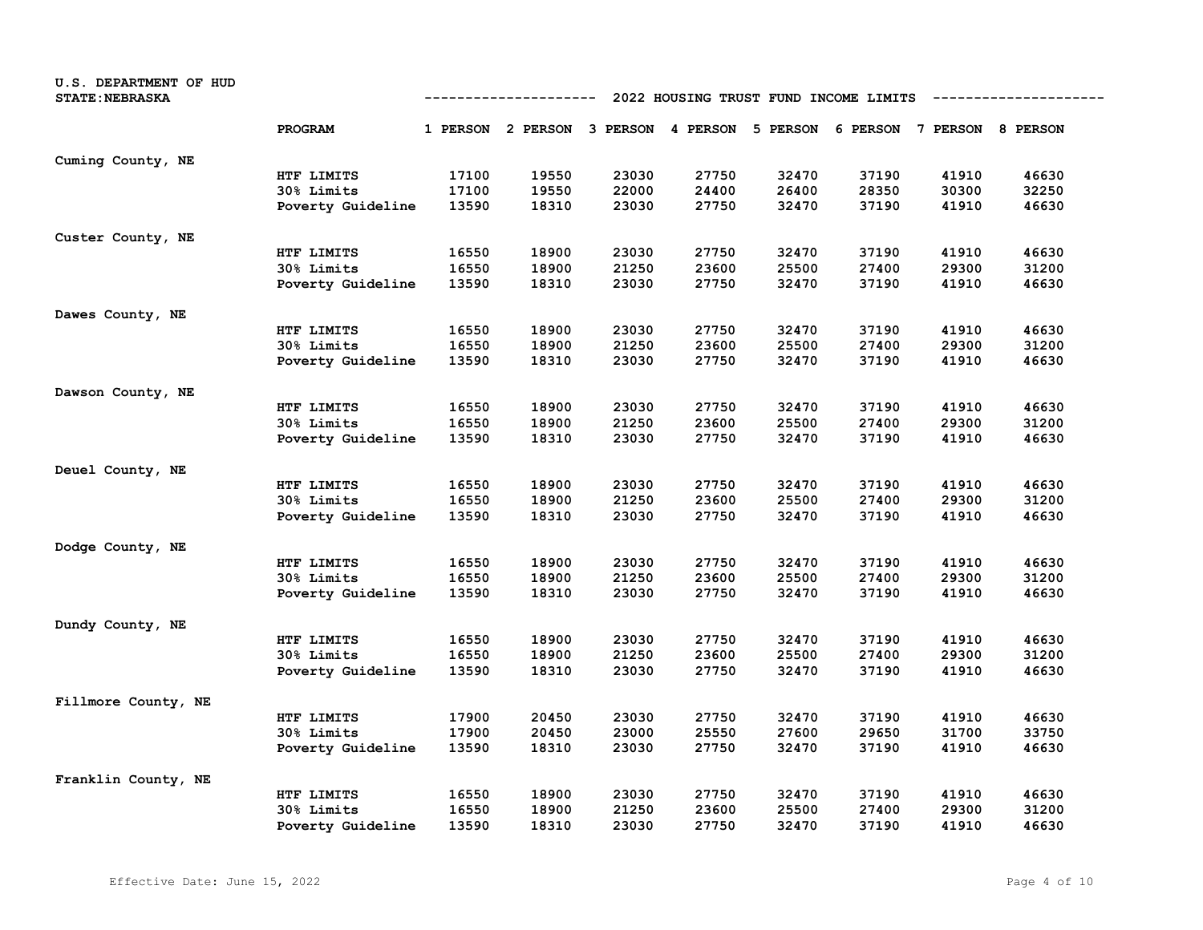U.S. DEPARTMENT OF HUD
STATE: NEBRASKA

## 2022 HOUSING TRUST FUND INCOME LIMITS

| | PROGRAM | 1 PERSON | 2 PERSON | 3 PERSON | 4 PERSON | 5 PERSON | 6 PERSON | 7 PERSON | 8 PERSON |
|---|---|---|---|---|---|---|---|---|---|
| Cuming County, NE | | | | | | | | | |
| | HTF LIMITS | 17100 | 19550 | 23030 | 27750 | 32470 | 37190 | 41910 | 46630 |
| | 30% Limits | 17100 | 19550 | 22000 | 24400 | 26400 | 28350 | 30300 | 32250 |
| | Poverty Guideline | 13590 | 18310 | 23030 | 27750 | 32470 | 37190 | 41910 | 46630 |
| Custer County, NE | | | | | | | | | |
| | HTF LIMITS | 16550 | 18900 | 23030 | 27750 | 32470 | 37190 | 41910 | 46630 |
| | 30% Limits | 16550 | 18900 | 21250 | 23600 | 25500 | 27400 | 29300 | 31200 |
| | Poverty Guideline | 13590 | 18310 | 23030 | 27750 | 32470 | 37190 | 41910 | 46630 |
| Dawes County, NE | | | | | | | | | |
| | HTF LIMITS | 16550 | 18900 | 23030 | 27750 | 32470 | 37190 | 41910 | 46630 |
| | 30% Limits | 16550 | 18900 | 21250 | 23600 | 25500 | 27400 | 29300 | 31200 |
| | Poverty Guideline | 13590 | 18310 | 23030 | 27750 | 32470 | 37190 | 41910 | 46630 |
| Dawson County, NE | | | | | | | | | |
| | HTF LIMITS | 16550 | 18900 | 23030 | 27750 | 32470 | 37190 | 41910 | 46630 |
| | 30% Limits | 16550 | 18900 | 21250 | 23600 | 25500 | 27400 | 29300 | 31200 |
| | Poverty Guideline | 13590 | 18310 | 23030 | 27750 | 32470 | 37190 | 41910 | 46630 |
| Deuel County, NE | | | | | | | | | |
| | HTF LIMITS | 16550 | 18900 | 23030 | 27750 | 32470 | 37190 | 41910 | 46630 |
| | 30% Limits | 16550 | 18900 | 21250 | 23600 | 25500 | 27400 | 29300 | 31200 |
| | Poverty Guideline | 13590 | 18310 | 23030 | 27750 | 32470 | 37190 | 41910 | 46630 |
| Dodge County, NE | | | | | | | | | |
| | HTF LIMITS | 16550 | 18900 | 23030 | 27750 | 32470 | 37190 | 41910 | 46630 |
| | 30% Limits | 16550 | 18900 | 21250 | 23600 | 25500 | 27400 | 29300 | 31200 |
| | Poverty Guideline | 13590 | 18310 | 23030 | 27750 | 32470 | 37190 | 41910 | 46630 |
| Dundy County, NE | | | | | | | | | |
| | HTF LIMITS | 16550 | 18900 | 23030 | 27750 | 32470 | 37190 | 41910 | 46630 |
| | 30% Limits | 16550 | 18900 | 21250 | 23600 | 25500 | 27400 | 29300 | 31200 |
| | Poverty Guideline | 13590 | 18310 | 23030 | 27750 | 32470 | 37190 | 41910 | 46630 |
| Fillmore County, NE | | | | | | | | | |
| | HTF LIMITS | 17900 | 20450 | 23030 | 27750 | 32470 | 37190 | 41910 | 46630 |
| | 30% Limits | 17900 | 20450 | 23000 | 25550 | 27600 | 29650 | 31700 | 33750 |
| | Poverty Guideline | 13590 | 18310 | 23030 | 27750 | 32470 | 37190 | 41910 | 46630 |
| Franklin County, NE | | | | | | | | | |
| | HTF LIMITS | 16550 | 18900 | 23030 | 27750 | 32470 | 37190 | 41910 | 46630 |
| | 30% Limits | 16550 | 18900 | 21250 | 23600 | 25500 | 27400 | 29300 | 31200 |
| | Poverty Guideline | 13590 | 18310 | 23030 | 27750 | 32470 | 37190 | 41910 | 46630 |

Effective Date: June 15, 2022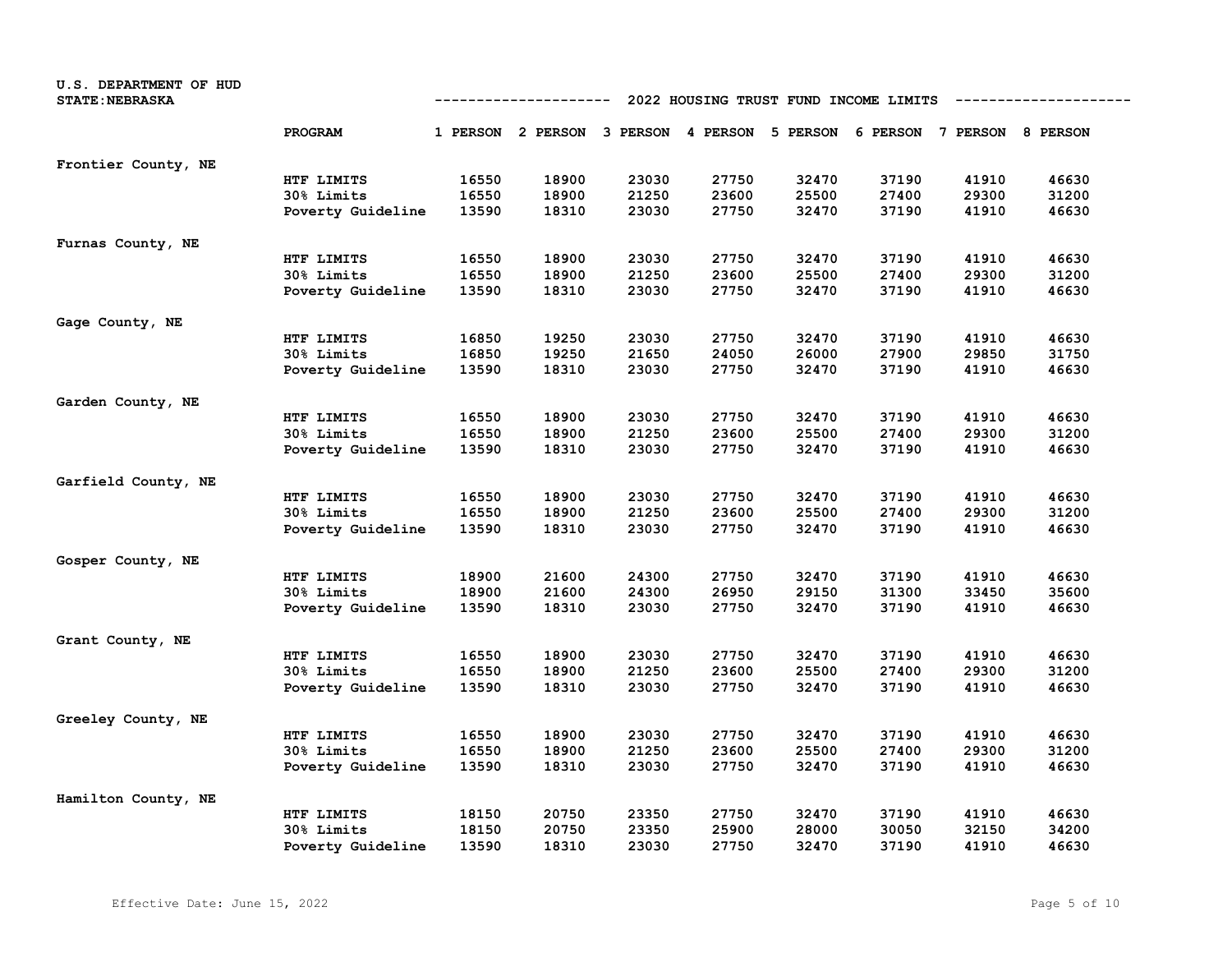U.S. DEPARTMENT OF HUD
STATE: NEBRASKA

## 2022 HOUSING TRUST FUND INCOME LIMITS

| | PROGRAM | 1 PERSON | 2 PERSON | 3 PERSON | 4 PERSON | 5 PERSON | 6 PERSON | 7 PERSON | 8 PERSON |
|---|---|---|---|---|---|---|---|---|---|
| Frontier County, NE | | | | | | | | | |
| | HTF LIMITS | 16550 | 18900 | 23030 | 27750 | 32470 | 37190 | 41910 | 46630 |
| | 30% Limits | 16550 | 18900 | 21250 | 23600 | 25500 | 27400 | 29300 | 31200 |
| | Poverty Guideline | 13590 | 18310 | 23030 | 27750 | 32470 | 37190 | 41910 | 46630 |
| Furnas County, NE | | | | | | | | | |
| | HTF LIMITS | 16550 | 18900 | 23030 | 27750 | 32470 | 37190 | 41910 | 46630 |
| | 30% Limits | 16550 | 18900 | 21250 | 23600 | 25500 | 27400 | 29300 | 31200 |
| | Poverty Guideline | 13590 | 18310 | 23030 | 27750 | 32470 | 37190 | 41910 | 46630 |
| Gage County, NE | | | | | | | | | |
| | HTF LIMITS | 16850 | 19250 | 23030 | 27750 | 32470 | 37190 | 41910 | 46630 |
| | 30% Limits | 16850 | 19250 | 21650 | 24050 | 26000 | 27900 | 29850 | 31750 |
| | Poverty Guideline | 13590 | 18310 | 23030 | 27750 | 32470 | 37190 | 41910 | 46630 |
| Garden County, NE | | | | | | | | | |
| | HTF LIMITS | 16550 | 18900 | 23030 | 27750 | 32470 | 37190 | 41910 | 46630 |
| | 30% Limits | 16550 | 18900 | 21250 | 23600 | 25500 | 27400 | 29300 | 31200 |
| | Poverty Guideline | 13590 | 18310 | 23030 | 27750 | 32470 | 37190 | 41910 | 46630 |
| Garfield County, NE | | | | | | | | | |
| | HTF LIMITS | 16550 | 18900 | 23030 | 27750 | 32470 | 37190 | 41910 | 46630 |
| | 30% Limits | 16550 | 18900 | 21250 | 23600 | 25500 | 27400 | 29300 | 31200 |
| | Poverty Guideline | 13590 | 18310 | 23030 | 27750 | 32470 | 37190 | 41910 | 46630 |
| Gosper County, NE | | | | | | | | | |
| | HTF LIMITS | 18900 | 21600 | 24300 | 27750 | 32470 | 37190 | 41910 | 46630 |
| | 30% Limits | 18900 | 21600 | 24300 | 26950 | 29150 | 31300 | 33450 | 35600 |
| | Poverty Guideline | 13590 | 18310 | 23030 | 27750 | 32470 | 37190 | 41910 | 46630 |
| Grant County, NE | | | | | | | | | |
| | HTF LIMITS | 16550 | 18900 | 23030 | 27750 | 32470 | 37190 | 41910 | 46630 |
| | 30% Limits | 16550 | 18900 | 21250 | 23600 | 25500 | 27400 | 29300 | 31200 |
| | Poverty Guideline | 13590 | 18310 | 23030 | 27750 | 32470 | 37190 | 41910 | 46630 |
| Greeley County, NE | | | | | | | | | |
| | HTF LIMITS | 16550 | 18900 | 23030 | 27750 | 32470 | 37190 | 41910 | 46630 |
| | 30% Limits | 16550 | 18900 | 21250 | 23600 | 25500 | 27400 | 29300 | 31200 |
| | Poverty Guideline | 13590 | 18310 | 23030 | 27750 | 32470 | 37190 | 41910 | 46630 |
| Hamilton County, NE | | | | | | | | | |
| | HTF LIMITS | 18150 | 20750 | 23350 | 27750 | 32470 | 37190 | 41910 | 46630 |
| | 30% Limits | 18150 | 20750 | 23350 | 25900 | 28000 | 30050 | 32150 | 34200 |
| | Poverty Guideline | 13590 | 18310 | 23030 | 27750 | 32470 | 37190 | 41910 | 46630 |

Effective Date: June 15, 2022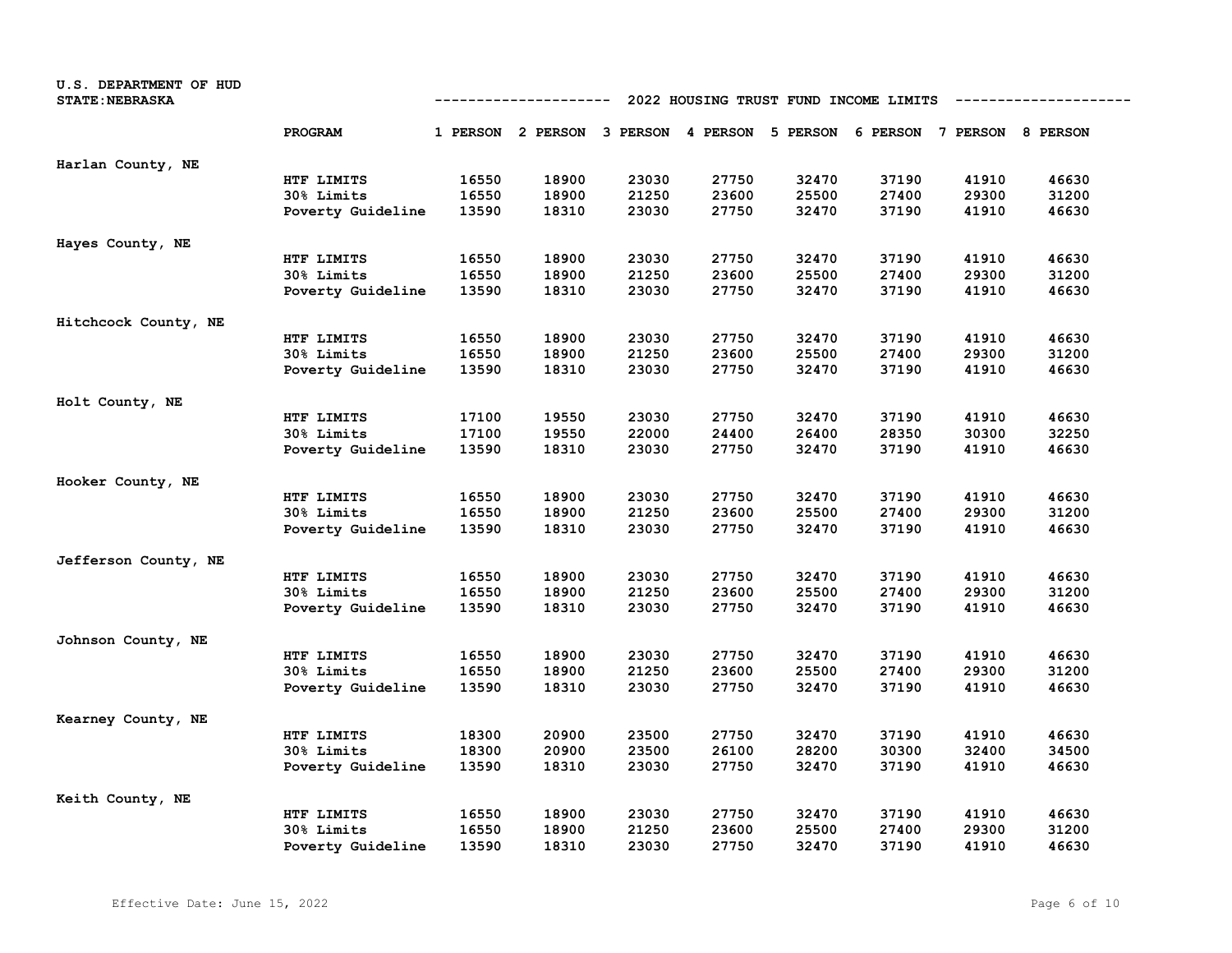U.S. DEPARTMENT OF HUD
STATE:NEBRASKA

## 2022 HOUSING TRUST FUND INCOME LIMITS

| | PROGRAM | 1 PERSON | 2 PERSON | 3 PERSON | 4 PERSON | 5 PERSON | 6 PERSON | 7 PERSON | 8 PERSON |
|---|---|---|---|---|---|---|---|---|---|
| Harlan County, NE | | | | | | | | | |
| | HTF LIMITS | 16550 | 18900 | 23030 | 27750 | 32470 | 37190 | 41910 | 46630 |
| | 30% Limits | 16550 | 18900 | 21250 | 23600 | 25500 | 27400 | 29300 | 31200 |
| | Poverty Guideline | 13590 | 18310 | 23030 | 27750 | 32470 | 37190 | 41910 | 46630 |
| Hayes County, NE | | | | | | | | | |
| | HTF LIMITS | 16550 | 18900 | 23030 | 27750 | 32470 | 37190 | 41910 | 46630 |
| | 30% Limits | 16550 | 18900 | 21250 | 23600 | 25500 | 27400 | 29300 | 31200 |
| | Poverty Guideline | 13590 | 18310 | 23030 | 27750 | 32470 | 37190 | 41910 | 46630 |
| Hitchcock County, NE | | | | | | | | | |
| | HTF LIMITS | 16550 | 18900 | 23030 | 27750 | 32470 | 37190 | 41910 | 46630 |
| | 30% Limits | 16550 | 18900 | 21250 | 23600 | 25500 | 27400 | 29300 | 31200 |
| | Poverty Guideline | 13590 | 18310 | 23030 | 27750 | 32470 | 37190 | 41910 | 46630 |
| Holt County, NE | | | | | | | | | |
| | HTF LIMITS | 17100 | 19550 | 23030 | 27750 | 32470 | 37190 | 41910 | 46630 |
| | 30% Limits | 17100 | 19550 | 22000 | 24400 | 26400 | 28350 | 30300 | 32250 |
| | Poverty Guideline | 13590 | 18310 | 23030 | 27750 | 32470 | 37190 | 41910 | 46630 |
| Hooker County, NE | | | | | | | | | |
| | HTF LIMITS | 16550 | 18900 | 23030 | 27750 | 32470 | 37190 | 41910 | 46630 |
| | 30% Limits | 16550 | 18900 | 21250 | 23600 | 25500 | 27400 | 29300 | 31200 |
| | Poverty Guideline | 13590 | 18310 | 23030 | 27750 | 32470 | 37190 | 41910 | 46630 |
| Jefferson County, NE | | | | | | | | | |
| | HTF LIMITS | 16550 | 18900 | 23030 | 27750 | 32470 | 37190 | 41910 | 46630 |
| | 30% Limits | 16550 | 18900 | 21250 | 23600 | 25500 | 27400 | 29300 | 31200 |
| | Poverty Guideline | 13590 | 18310 | 23030 | 27750 | 32470 | 37190 | 41910 | 46630 |
| Johnson County, NE | | | | | | | | | |
| | HTF LIMITS | 16550 | 18900 | 23030 | 27750 | 32470 | 37190 | 41910 | 46630 |
| | 30% Limits | 16550 | 18900 | 21250 | 23600 | 25500 | 27400 | 29300 | 31200 |
| | Poverty Guideline | 13590 | 18310 | 23030 | 27750 | 32470 | 37190 | 41910 | 46630 |
| Kearney County, NE | | | | | | | | | |
| | HTF LIMITS | 18300 | 20900 | 23500 | 27750 | 32470 | 37190 | 41910 | 46630 |
| | 30% Limits | 18300 | 20900 | 23500 | 26100 | 28200 | 30300 | 32400 | 34500 |
| | Poverty Guideline | 13590 | 18310 | 23030 | 27750 | 32470 | 37190 | 41910 | 46630 |
| Keith County, NE | | | | | | | | | |
| | HTF LIMITS | 16550 | 18900 | 23030 | 27750 | 32470 | 37190 | 41910 | 46630 |
| | 30% Limits | 16550 | 18900 | 21250 | 23600 | 25500 | 27400 | 29300 | 31200 |
| | Poverty Guideline | 13590 | 18310 | 23030 | 27750 | 32470 | 37190 | 41910 | 46630 |

Effective Date: June 15, 2022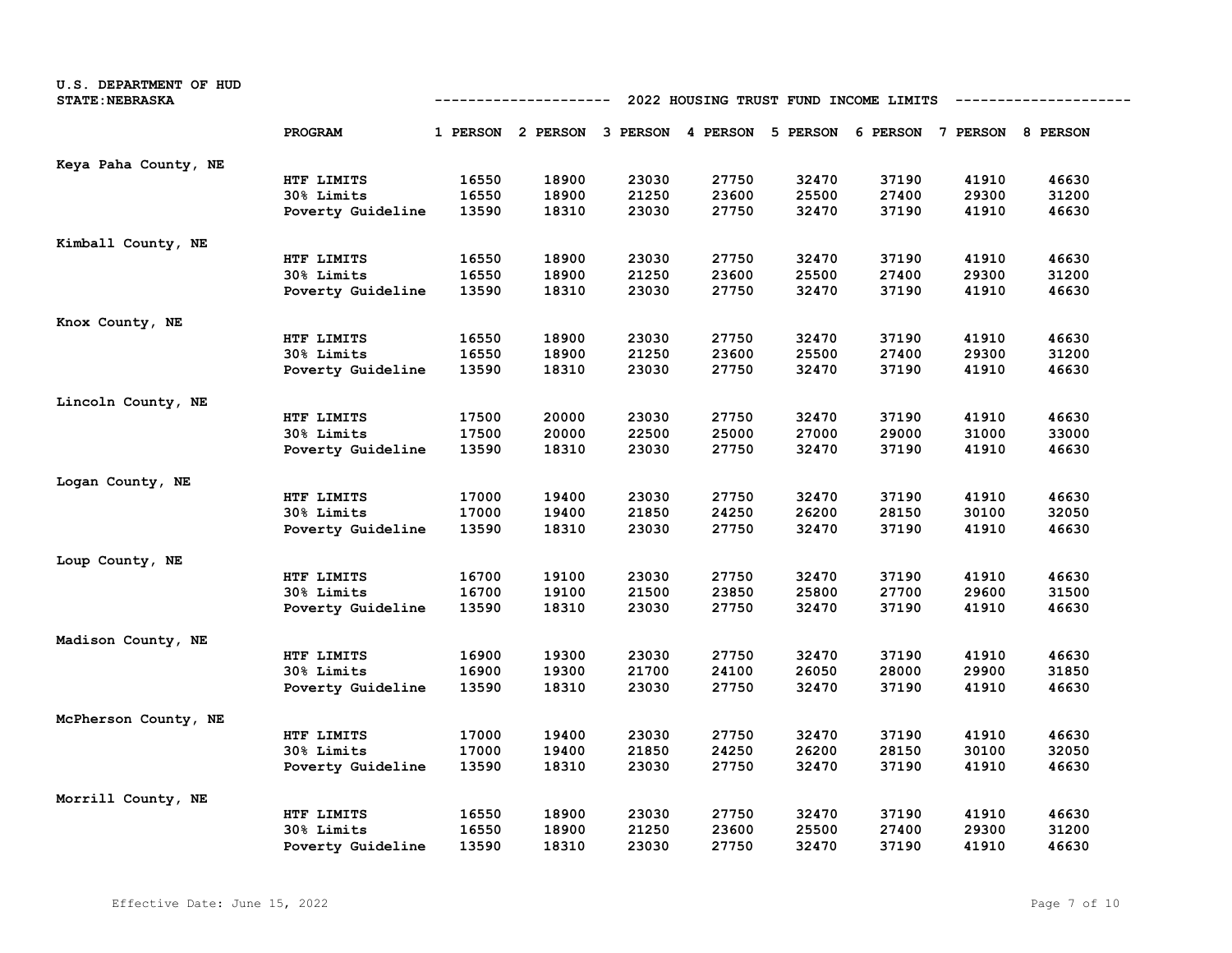U.S. DEPARTMENT OF HUD
STATE: NEBRASKA

## 2022 HOUSING TRUST FUND INCOME LIMITS

| | PROGRAM | 1 PERSON | 2 PERSON | 3 PERSON | 4 PERSON | 5 PERSON | 6 PERSON | 7 PERSON | 8 PERSON |
|---|---|---|---|---|---|---|---|---|---|
| Keya Paha County, NE | | | | | | | | | |
| | HTF LIMITS | 16550 | 18900 | 23030 | 27750 | 32470 | 37190 | 41910 | 46630 |
| | 30% Limits | 16550 | 18900 | 21250 | 23600 | 25500 | 27400 | 29300 | 31200 |
| | Poverty Guideline | 13590 | 18310 | 23030 | 27750 | 32470 | 37190 | 41910 | 46630 |
| Kimball County, NE | | | | | | | | | |
| | HTF LIMITS | 16550 | 18900 | 23030 | 27750 | 32470 | 37190 | 41910 | 46630 |
| | 30% Limits | 16550 | 18900 | 21250 | 23600 | 25500 | 27400 | 29300 | 31200 |
| | Poverty Guideline | 13590 | 18310 | 23030 | 27750 | 32470 | 37190 | 41910 | 46630 |
| Knox County, NE | | | | | | | | | |
| | HTF LIMITS | 16550 | 18900 | 23030 | 27750 | 32470 | 37190 | 41910 | 46630 |
| | 30% Limits | 16550 | 18900 | 21250 | 23600 | 25500 | 27400 | 29300 | 31200 |
| | Poverty Guideline | 13590 | 18310 | 23030 | 27750 | 32470 | 37190 | 41910 | 46630 |
| Lincoln County, NE | | | | | | | | | |
| | HTF LIMITS | 17500 | 20000 | 23030 | 27750 | 32470 | 37190 | 41910 | 46630 |
| | 30% Limits | 17500 | 20000 | 22500 | 25000 | 27000 | 29000 | 31000 | 33000 |
| | Poverty Guideline | 13590 | 18310 | 23030 | 27750 | 32470 | 37190 | 41910 | 46630 |
| Logan County, NE | | | | | | | | | |
| | HTF LIMITS | 17000 | 19400 | 23030 | 27750 | 32470 | 37190 | 41910 | 46630 |
| | 30% Limits | 17000 | 19400 | 21850 | 24250 | 26200 | 28150 | 30100 | 32050 |
| | Poverty Guideline | 13590 | 18310 | 23030 | 27750 | 32470 | 37190 | 41910 | 46630 |
| Loup County, NE | | | | | | | | | |
| | HTF LIMITS | 16700 | 19100 | 23030 | 27750 | 32470 | 37190 | 41910 | 46630 |
| | 30% Limits | 16700 | 19100 | 21500 | 23850 | 25800 | 27700 | 29600 | 31500 |
| | Poverty Guideline | 13590 | 18310 | 23030 | 27750 | 32470 | 37190 | 41910 | 46630 |
| Madison County, NE | | | | | | | | | |
| | HTF LIMITS | 16900 | 19300 | 23030 | 27750 | 32470 | 37190 | 41910 | 46630 |
| | 30% Limits | 16900 | 19300 | 21700 | 24100 | 26050 | 28000 | 29900 | 31850 |
| | Poverty Guideline | 13590 | 18310 | 23030 | 27750 | 32470 | 37190 | 41910 | 46630 |
| McPherson County, NE | | | | | | | | | |
| | HTF LIMITS | 17000 | 19400 | 23030 | 27750 | 32470 | 37190 | 41910 | 46630 |
| | 30% Limits | 17000 | 19400 | 21850 | 24250 | 26200 | 28150 | 30100 | 32050 |
| | Poverty Guideline | 13590 | 18310 | 23030 | 27750 | 32470 | 37190 | 41910 | 46630 |
| Morrill County, NE | | | | | | | | | |
| | HTF LIMITS | 16550 | 18900 | 23030 | 27750 | 32470 | 37190 | 41910 | 46630 |
| | 30% Limits | 16550 | 18900 | 21250 | 23600 | 25500 | 27400 | 29300 | 31200 |
| | Poverty Guideline | 13590 | 18310 | 23030 | 27750 | 32470 | 37190 | 41910 | 46630 |

Effective Date: June 15, 2022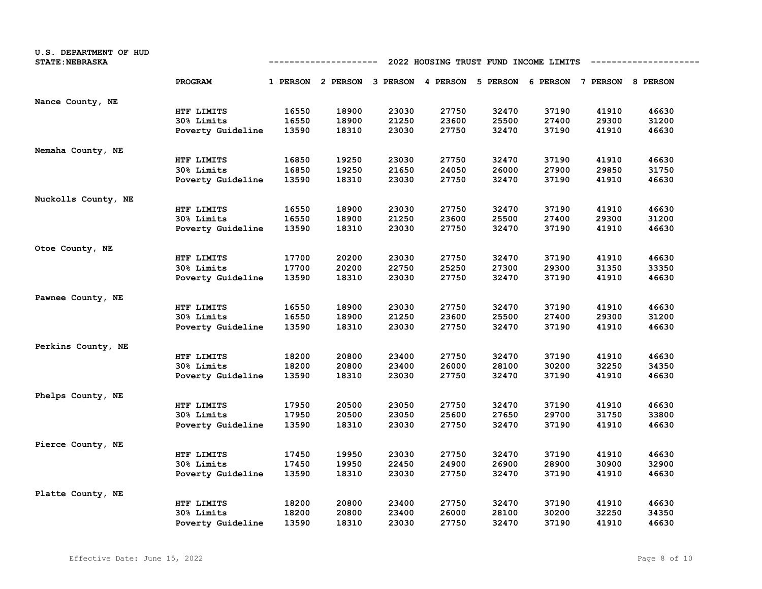U.S. DEPARTMENT OF HUD
STATE: NEBRASKA

## 2022 HOUSING TRUST FUND INCOME LIMITS

| | PROGRAM | 1 PERSON | 2 PERSON | 3 PERSON | 4 PERSON | 5 PERSON | 6 PERSON | 7 PERSON | 8 PERSON |
|---|---|---|---|---|---|---|---|---|---|
| Nance County, NE | | | | | | | | | |
| | HTF LIMITS | 16550 | 18900 | 23030 | 27750 | 32470 | 37190 | 41910 | 46630 |
| | 30% Limits | 16550 | 18900 | 21250 | 23600 | 25500 | 27400 | 29300 | 31200 |
| | Poverty Guideline | 13590 | 18310 | 23030 | 27750 | 32470 | 37190 | 41910 | 46630 |
| Nemaha County, NE | | | | | | | | | |
| | HTF LIMITS | 16850 | 19250 | 23030 | 27750 | 32470 | 37190 | 41910 | 46630 |
| | 30% Limits | 16850 | 19250 | 21650 | 24050 | 26000 | 27900 | 29850 | 31750 |
| | Poverty Guideline | 13590 | 18310 | 23030 | 27750 | 32470 | 37190 | 41910 | 46630 |
| Nuckolls County, NE | | | | | | | | | |
| | HTF LIMITS | 16550 | 18900 | 23030 | 27750 | 32470 | 37190 | 41910 | 46630 |
| | 30% Limits | 16550 | 18900 | 21250 | 23600 | 25500 | 27400 | 29300 | 31200 |
| | Poverty Guideline | 13590 | 18310 | 23030 | 27750 | 32470 | 37190 | 41910 | 46630 |
| Otoe County, NE | | | | | | | | | |
| | HTF LIMITS | 17700 | 20200 | 23030 | 27750 | 32470 | 37190 | 41910 | 46630 |
| | 30% Limits | 17700 | 20200 | 22750 | 25250 | 27300 | 29300 | 31350 | 33350 |
| | Poverty Guideline | 13590 | 18310 | 23030 | 27750 | 32470 | 37190 | 41910 | 46630 |
| Pawnee County, NE | | | | | | | | | |
| | HTF LIMITS | 16550 | 18900 | 23030 | 27750 | 32470 | 37190 | 41910 | 46630 |
| | 30% Limits | 16550 | 18900 | 21250 | 23600 | 25500 | 27400 | 29300 | 31200 |
| | Poverty Guideline | 13590 | 18310 | 23030 | 27750 | 32470 | 37190 | 41910 | 46630 |
| Perkins County, NE | | | | | | | | | |
| | HTF LIMITS | 18200 | 20800 | 23400 | 27750 | 32470 | 37190 | 41910 | 46630 |
| | 30% Limits | 18200 | 20800 | 23400 | 26000 | 28100 | 30200 | 32250 | 34350 |
| | Poverty Guideline | 13590 | 18310 | 23030 | 27750 | 32470 | 37190 | 41910 | 46630 |
| Phelps County, NE | | | | | | | | | |
| | HTF LIMITS | 17950 | 20500 | 23050 | 27750 | 32470 | 37190 | 41910 | 46630 |
| | 30% Limits | 17950 | 20500 | 23050 | 25600 | 27650 | 29700 | 31750 | 33800 |
| | Poverty Guideline | 13590 | 18310 | 23030 | 27750 | 32470 | 37190 | 41910 | 46630 |
| Pierce County, NE | | | | | | | | | |
| | HTF LIMITS | 17450 | 19950 | 23030 | 27750 | 32470 | 37190 | 41910 | 46630 |
| | 30% Limits | 17450 | 19950 | 22450 | 24900 | 26900 | 28900 | 30900 | 32900 |
| | Poverty Guideline | 13590 | 18310 | 23030 | 27750 | 32470 | 37190 | 41910 | 46630 |
| Platte County, NE | | | | | | | | | |
| | HTF LIMITS | 18200 | 20800 | 23400 | 27750 | 32470 | 37190 | 41910 | 46630 |
| | 30% Limits | 18200 | 20800 | 23400 | 26000 | 28100 | 30200 | 32250 | 34350 |
| | Poverty Guideline | 13590 | 18310 | 23030 | 27750 | 32470 | 37190 | 41910 | 46630 |

Effective Date: June 15, 2022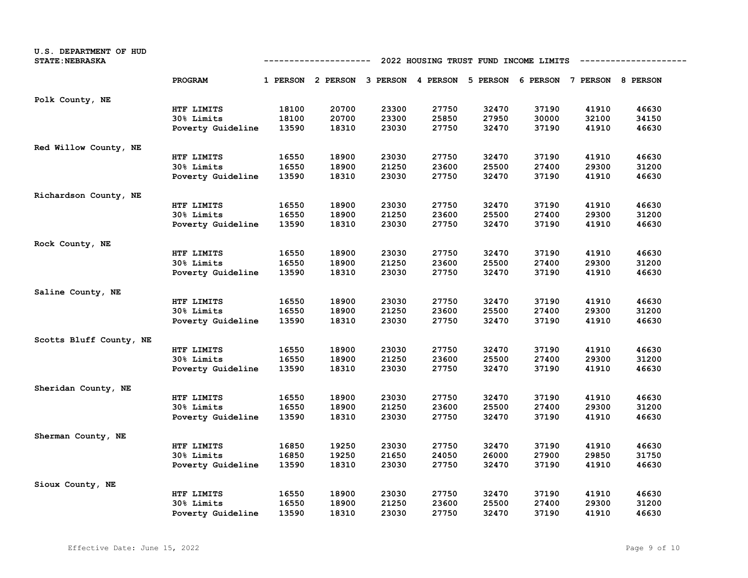U.S. DEPARTMENT OF HUD
STATE: NEBRASKA

## 2022 HOUSING TRUST FUND INCOME LIMITS

| | PROGRAM | 1 PERSON | 2 PERSON | 3 PERSON | 4 PERSON | 5 PERSON | 6 PERSON | 7 PERSON | 8 PERSON |
|---|---|---|---|---|---|---|---|---|---|
| Polk County, NE | | | | | | | | | |
| | HTF LIMITS | 18100 | 20700 | 23300 | 27750 | 32470 | 37190 | 41910 | 46630 |
| | 30% Limits | 18100 | 20700 | 23300 | 25850 | 27950 | 30000 | 32100 | 34150 |
| | Poverty Guideline | 13590 | 18310 | 23030 | 27750 | 32470 | 37190 | 41910 | 46630 |
| Red Willow County, NE | | | | | | | | | |
| | HTF LIMITS | 16550 | 18900 | 23030 | 27750 | 32470 | 37190 | 41910 | 46630 |
| | 30% Limits | 16550 | 18900 | 21250 | 23600 | 25500 | 27400 | 29300 | 31200 |
| | Poverty Guideline | 13590 | 18310 | 23030 | 27750 | 32470 | 37190 | 41910 | 46630 |
| Richardson County, NE | | | | | | | | | |
| | HTF LIMITS | 16550 | 18900 | 23030 | 27750 | 32470 | 37190 | 41910 | 46630 |
| | 30% Limits | 16550 | 18900 | 21250 | 23600 | 25500 | 27400 | 29300 | 31200 |
| | Poverty Guideline | 13590 | 18310 | 23030 | 27750 | 32470 | 37190 | 41910 | 46630 |
| Rock County, NE | | | | | | | | | |
| | HTF LIMITS | 16550 | 18900 | 23030 | 27750 | 32470 | 37190 | 41910 | 46630 |
| | 30% Limits | 16550 | 18900 | 21250 | 23600 | 25500 | 27400 | 29300 | 31200 |
| | Poverty Guideline | 13590 | 18310 | 23030 | 27750 | 32470 | 37190 | 41910 | 46630 |
| Saline County, NE | | | | | | | | | |
| | HTF LIMITS | 16550 | 18900 | 23030 | 27750 | 32470 | 37190 | 41910 | 46630 |
| | 30% Limits | 16550 | 18900 | 21250 | 23600 | 25500 | 27400 | 29300 | 31200 |
| | Poverty Guideline | 13590 | 18310 | 23030 | 27750 | 32470 | 37190 | 41910 | 46630 |
| Scotts Bluff County, NE | | | | | | | | | |
| | HTF LIMITS | 16550 | 18900 | 23030 | 27750 | 32470 | 37190 | 41910 | 46630 |
| | 30% Limits | 16550 | 18900 | 21250 | 23600 | 25500 | 27400 | 29300 | 31200 |
| | Poverty Guideline | 13590 | 18310 | 23030 | 27750 | 32470 | 37190 | 41910 | 46630 |
| Sheridan County, NE | | | | | | | | | |
| | HTF LIMITS | 16550 | 18900 | 23030 | 27750 | 32470 | 37190 | 41910 | 46630 |
| | 30% Limits | 16550 | 18900 | 21250 | 23600 | 25500 | 27400 | 29300 | 31200 |
| | Poverty Guideline | 13590 | 18310 | 23030 | 27750 | 32470 | 37190 | 41910 | 46630 |
| Sherman County, NE | | | | | | | | | |
| | HTF LIMITS | 16850 | 19250 | 23030 | 27750 | 32470 | 37190 | 41910 | 46630 |
| | 30% Limits | 16850 | 19250 | 21650 | 24050 | 26000 | 27900 | 29850 | 31750 |
| | Poverty Guideline | 13590 | 18310 | 23030 | 27750 | 32470 | 37190 | 41910 | 46630 |
| Sioux County, NE | | | | | | | | | |
| | HTF LIMITS | 16550 | 18900 | 23030 | 27750 | 32470 | 37190 | 41910 | 46630 |
| | 30% Limits | 16550 | 18900 | 21250 | 23600 | 25500 | 27400 | 29300 | 31200 |
| | Poverty Guideline | 13590 | 18310 | 23030 | 27750 | 32470 | 37190 | 41910 | 46630 |

Effective Date: June 15, 2022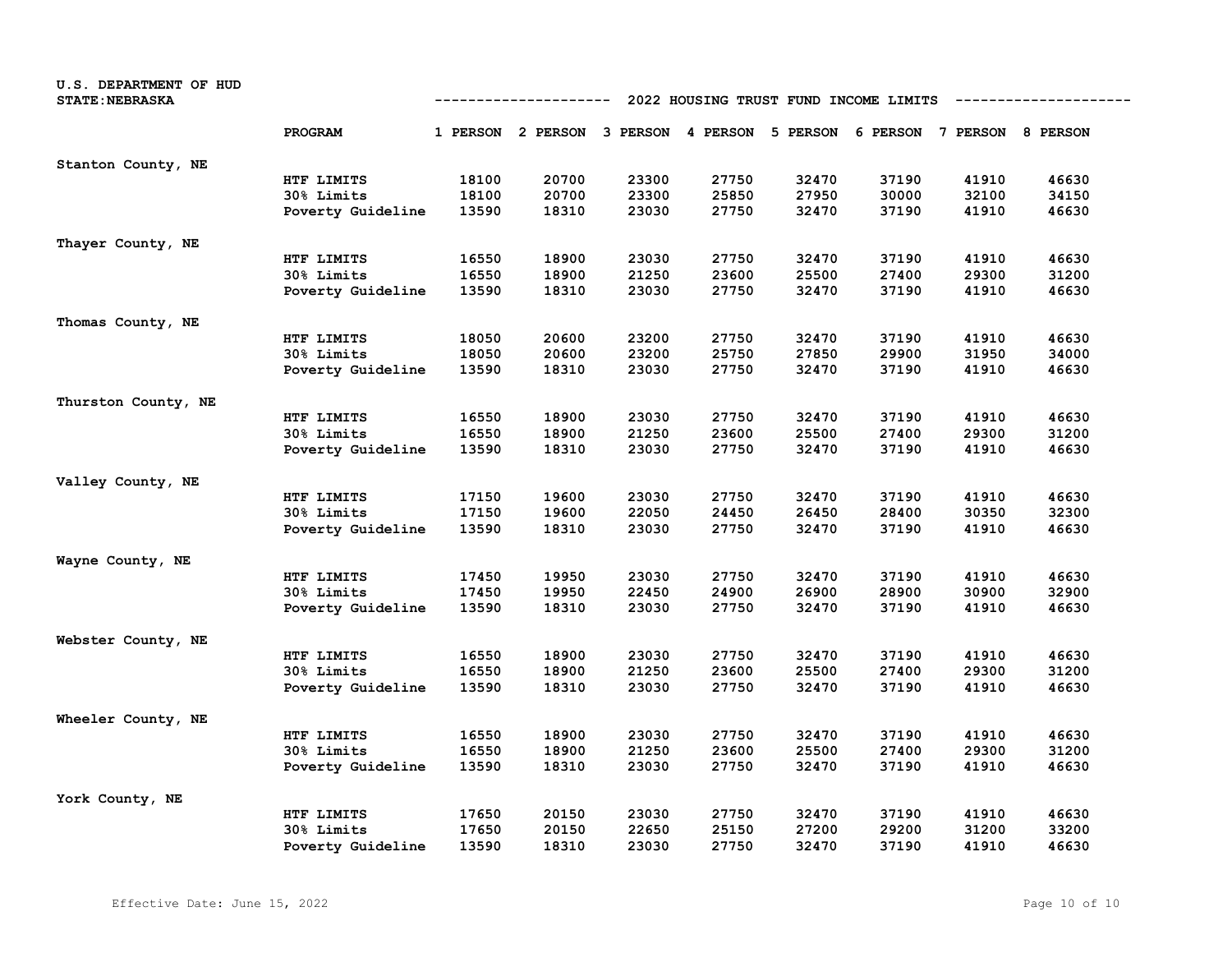U.S. DEPARTMENT OF HUD
STATE:NEBRASKA

# 2022 HOUSING TRUST FUND INCOME LIMITS

| | PROGRAM | 1 PERSON | 2 PERSON | 3 PERSON | 4 PERSON | 5 PERSON | 6 PERSON | 7 PERSON | 8 PERSON |
|---|---|---|---|---|---|---|---|---|---|
| Stanton County, NE | | | | | | | | | |
| | HTF LIMITS | 18100 | 20700 | 23300 | 27750 | 32470 | 37190 | 41910 | 46630 |
| | 30% Limits | 18100 | 20700 | 23300 | 25850 | 27950 | 30000 | 32100 | 34150 |
| | Poverty Guideline | 13590 | 18310 | 23030 | 27750 | 32470 | 37190 | 41910 | 46630 |
| Thayer County, NE | | | | | | | | | |
| | HTF LIMITS | 16550 | 18900 | 23030 | 27750 | 32470 | 37190 | 41910 | 46630 |
| | 30% Limits | 16550 | 18900 | 21250 | 23600 | 25500 | 27400 | 29300 | 31200 |
| | Poverty Guideline | 13590 | 18310 | 23030 | 27750 | 32470 | 37190 | 41910 | 46630 |
| Thomas County, NE | | | | | | | | | |
| | HTF LIMITS | 18050 | 20600 | 23200 | 27750 | 32470 | 37190 | 41910 | 46630 |
| | 30% Limits | 18050 | 20600 | 23200 | 25750 | 27850 | 29900 | 31950 | 34000 |
| | Poverty Guideline | 13590 | 18310 | 23030 | 27750 | 32470 | 37190 | 41910 | 46630 |
| Thurston County, NE | | | | | | | | | |
| | HTF LIMITS | 16550 | 18900 | 23030 | 27750 | 32470 | 37190 | 41910 | 46630 |
| | 30% Limits | 16550 | 18900 | 21250 | 23600 | 25500 | 27400 | 29300 | 31200 |
| | Poverty Guideline | 13590 | 18310 | 23030 | 27750 | 32470 | 37190 | 41910 | 46630 |
| Valley County, NE | | | | | | | | | |
| | HTF LIMITS | 17150 | 19600 | 23030 | 27750 | 32470 | 37190 | 41910 | 46630 |
| | 30% Limits | 17150 | 19600 | 22050 | 24450 | 26450 | 28400 | 30350 | 32300 |
| | Poverty Guideline | 13590 | 18310 | 23030 | 27750 | 32470 | 37190 | 41910 | 46630 |
| Wayne County, NE | | | | | | | | | |
| | HTF LIMITS | 17450 | 19950 | 23030 | 27750 | 32470 | 37190 | 41910 | 46630 |
| | 30% Limits | 17450 | 19950 | 22450 | 24900 | 26900 | 28900 | 30900 | 32900 |
| | Poverty Guideline | 13590 | 18310 | 23030 | 27750 | 32470 | 37190 | 41910 | 46630 |
| Webster County, NE | | | | | | | | | |
| | HTF LIMITS | 16550 | 18900 | 23030 | 27750 | 32470 | 37190 | 41910 | 46630 |
| | 30% Limits | 16550 | 18900 | 21250 | 23600 | 25500 | 27400 | 29300 | 31200 |
| | Poverty Guideline | 13590 | 18310 | 23030 | 27750 | 32470 | 37190 | 41910 | 46630 |
| Wheeler County, NE | | | | | | | | | |
| | HTF LIMITS | 16550 | 18900 | 23030 | 27750 | 32470 | 37190 | 41910 | 46630 |
| | 30% Limits | 16550 | 18900 | 21250 | 23600 | 25500 | 27400 | 29300 | 31200 |
| | Poverty Guideline | 13590 | 18310 | 23030 | 27750 | 32470 | 37190 | 41910 | 46630 |
| York County, NE | | | | | | | | | |
| | HTF LIMITS | 17650 | 20150 | 23030 | 27750 | 32470 | 37190 | 41910 | 46630 |
| | 30% Limits | 17650 | 20150 | 22650 | 25150 | 27200 | 29200 | 31200 | 33200 |
| | Poverty Guideline | 13590 | 18310 | 23030 | 27750 | 32470 | 37190 | 41910 | 46630 |

Effective Date: June 15, 2022